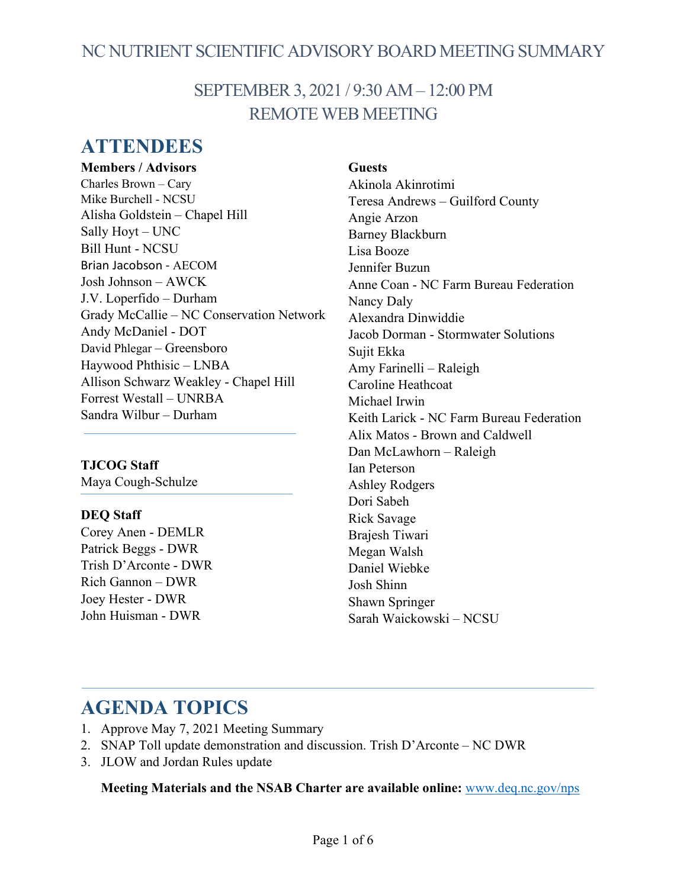# NC NUTRIENT SCIENTIFIC ADVISORY BOARD MEETING SUMMARY

## SEPTEMBER 3, 2021 / 9:30 AM – 12:00 PM
## REMOTE WEB MEETING

# ATTENDEES

**Members / Advisors**

Charles Brown – Cary
Mike Burchell - NCSU
Alisha Goldstein – Chapel Hill
Sally Hoyt – UNC
Bill Hunt - NCSU
Brian Jacobson - AECOM
Josh Johnson – AWCK
J.V. Loperfido – Durham
Grady McCallie – NC Conservation Network
Andy McDaniel - DOT
David Phlegar – Greensboro
Haywood Phthisic – LNBA
Allison Schwarz Weakley - Chapel Hill
Forrest Westall – UNRBA
Sandra Wilbur – Durham

**TJCOG Staff**

Maya Cough-Schulze

**DEQ Staff**

Corey Anen - DEMLR
Patrick Beggs - DWR
Trish D'Arconte - DWR
Rich Gannon – DWR
Joey Hester - DWR
John Huisman - DWR

**Guests**

Akinola Akinrotimi
Teresa Andrews – Guilford County
Angie Arzon
Barney Blackburn
Lisa Booze
Jennifer Buzun
Anne Coan - NC Farm Bureau Federation
Nancy Daly
Alexandra Dinwiddie
Jacob Dorman - Stormwater Solutions
Sujit Ekka
Amy Farinelli – Raleigh
Caroline Heathcoat
Michael Irwin
Keith Larick - NC Farm Bureau Federation
Alix Matos - Brown and Caldwell
Dan McLawhorn – Raleigh
Ian Peterson
Ashley Rodgers
Dori Sabeh
Rick Savage
Brajesh Tiwari
Megan Walsh
Daniel Wiebke
Josh Shinn
Shawn Springer
Sarah Waickowski – NCSU

# AGENDA TOPICS

1. Approve May 7, 2021 Meeting Summary
2. SNAP Toll update demonstration and discussion. Trish D'Arconte – NC DWR
3. JLOW and Jordan Rules update

**Meeting Materials and the NSAB Charter are available online:** www.deq.nc.gov/nps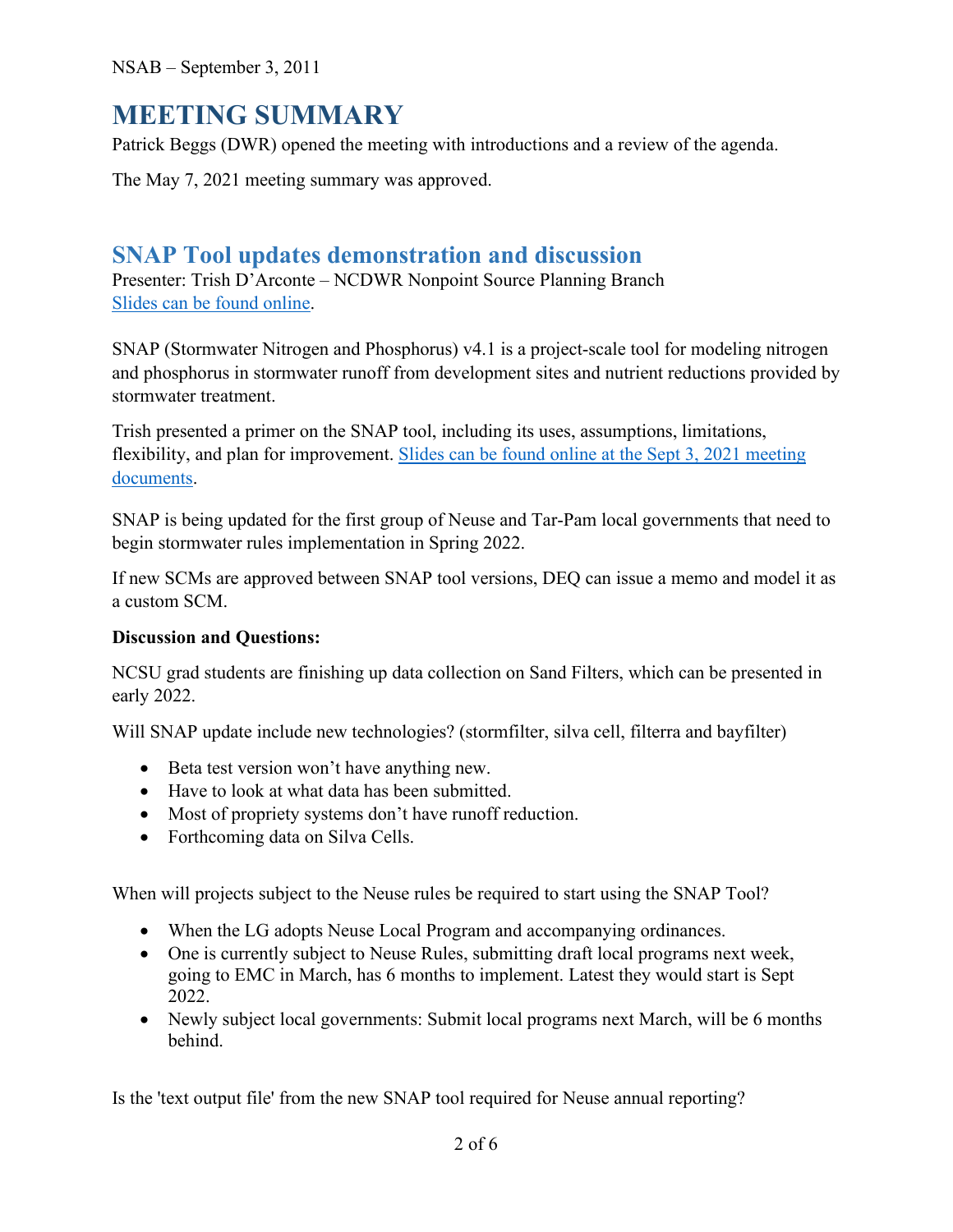# MEETING SUMMARY

Patrick Beggs (DWR) opened the meeting with introductions and a review of the agenda.

The May 7, 2021 meeting summary was approved.

## SNAP Tool updates demonstration and discussion

Presenter: Trish D'Arconte – NCDWR Nonpoint Source Planning Branch
Slides can be found online.

SNAP (Stormwater Nitrogen and Phosphorus) v4.1 is a project-scale tool for modeling nitrogen and phosphorus in stormwater runoff from development sites and nutrient reductions provided by stormwater treatment.

Trish presented a primer on the SNAP tool, including its uses, assumptions, limitations, flexibility, and plan for improvement. Slides can be found online at the Sept 3, 2021 meeting documents.

SNAP is being updated for the first group of Neuse and Tar-Pam local governments that need to begin stormwater rules implementation in Spring 2022.

If new SCMs are approved between SNAP tool versions, DEQ can issue a memo and model it as a custom SCM.

**Discussion and Questions:**

NCSU grad students are finishing up data collection on Sand Filters, which can be presented in early 2022.

Will SNAP update include new technologies? (stormfilter, silva cell, filterra and bayfilter)

- Beta test version won't have anything new.
- Have to look at what data has been submitted.
- Most of propriety systems don't have runoff reduction.
- Forthcoming data on Silva Cells.

When will projects subject to the Neuse rules be required to start using the SNAP Tool?

- When the LG adopts Neuse Local Program and accompanying ordinances.
- One is currently subject to Neuse Rules, submitting draft local programs next week, going to EMC in March, has 6 months to implement. Latest they would start is Sept 2022.
- Newly subject local governments: Submit local programs next March, will be 6 months behind.

Is the 'text output file' from the new SNAP tool required for Neuse annual reporting?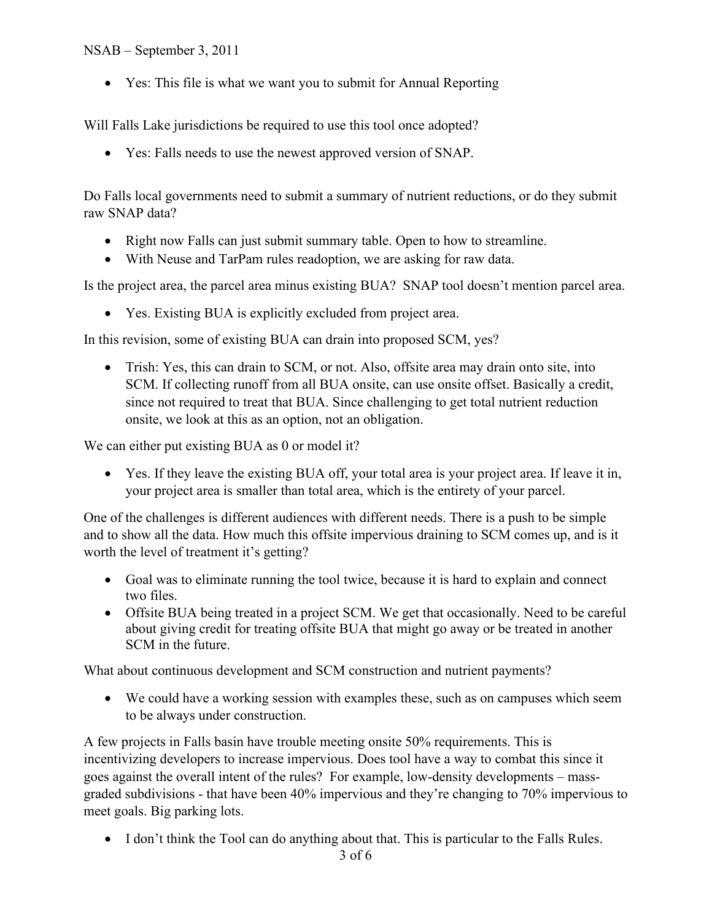- Yes: This file is what we want you to submit for Annual Reporting

Will Falls Lake jurisdictions be required to use this tool once adopted?

- Yes: Falls needs to use the newest approved version of SNAP.

Do Falls local governments need to submit a summary of nutrient reductions, or do they submit raw SNAP data?

- Right now Falls can just submit summary table. Open to how to streamline.
- With Neuse and TarPam rules readoption, we are asking for raw data.

Is the project area, the parcel area minus existing BUA? SNAP tool doesn't mention parcel area.

- Yes. Existing BUA is explicitly excluded from project area.

In this revision, some of existing BUA can drain into proposed SCM, yes?

- Trish: Yes, this can drain to SCM, or not. Also, offsite area may drain onto site, into SCM. If collecting runoff from all BUA onsite, can use onsite offset. Basically a credit, since not required to treat that BUA. Since challenging to get total nutrient reduction onsite, we look at this as an option, not an obligation.

We can either put existing BUA as 0 or model it?

- Yes. If they leave the existing BUA off, your total area is your project area. If leave it in, your project area is smaller than total area, which is the entirety of your parcel.

One of the challenges is different audiences with different needs. There is a push to be simple and to show all the data. How much this offsite impervious draining to SCM comes up, and is it worth the level of treatment it's getting?

- Goal was to eliminate running the tool twice, because it is hard to explain and connect two files.
- Offsite BUA being treated in a project SCM. We get that occasionally. Need to be careful about giving credit for treating offsite BUA that might go away or be treated in another SCM in the future.

What about continuous development and SCM construction and nutrient payments?

- We could have a working session with examples these, such as on campuses which seem to be always under construction.

A few projects in Falls basin have trouble meeting onsite 50% requirements. This is incentivizing developers to increase impervious. Does tool have a way to combat this since it goes against the overall intent of the rules? For example, low-density developments – mass-graded subdivisions - that have been 40% impervious and they're changing to 70% impervious to meet goals. Big parking lots.

- I don't think the Tool can do anything about that. This is particular to the Falls Rules.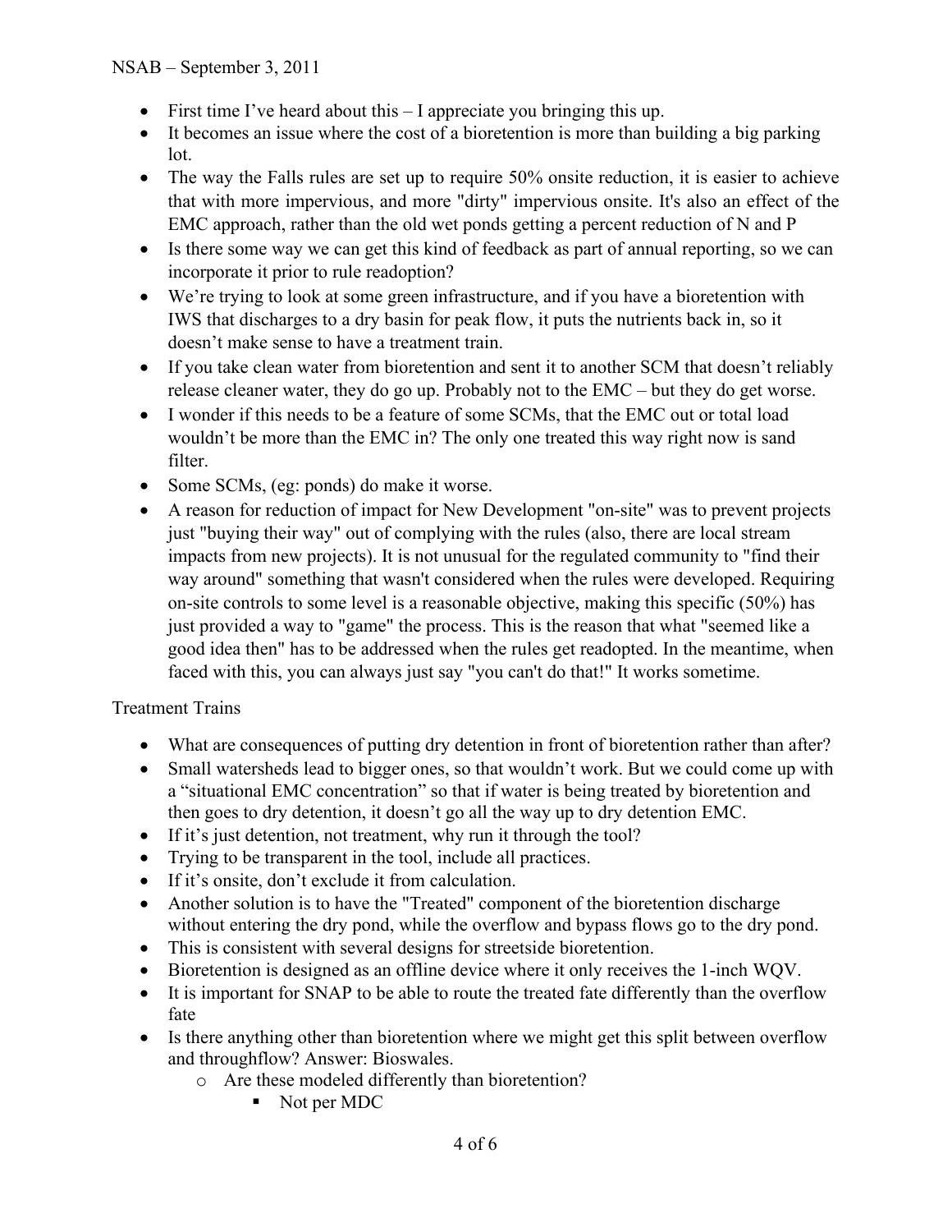- First time I've heard about this – I appreciate you bringing this up.
- It becomes an issue where the cost of a bioretention is more than building a big parking lot.
- The way the Falls rules are set up to require 50% onsite reduction, it is easier to achieve that with more impervious, and more "dirty" impervious onsite. It's also an effect of the EMC approach, rather than the old wet ponds getting a percent reduction of N and P
- Is there some way we can get this kind of feedback as part of annual reporting, so we can incorporate it prior to rule readoption?
- We're trying to look at some green infrastructure, and if you have a bioretention with IWS that discharges to a dry basin for peak flow, it puts the nutrients back in, so it doesn't make sense to have a treatment train.
- If you take clean water from bioretention and sent it to another SCM that doesn't reliably release cleaner water, they do go up. Probably not to the EMC – but they do get worse.
- I wonder if this needs to be a feature of some SCMs, that the EMC out or total load wouldn't be more than the EMC in? The only one treated this way right now is sand filter.
- Some SCMs, (eg: ponds) do make it worse.
- A reason for reduction of impact for New Development "on-site" was to prevent projects just "buying their way" out of complying with the rules (also, there are local stream impacts from new projects). It is not unusual for the regulated community to "find their way around" something that wasn't considered when the rules were developed. Requiring on-site controls to some level is a reasonable objective, making this specific (50%) has just provided a way to "game" the process. This is the reason that what "seemed like a good idea then" has to be addressed when the rules get readopted. In the meantime, when faced with this, you can always just say "you can't do that!" It works sometime.

Treatment Trains

- What are consequences of putting dry detention in front of bioretention rather than after?
- Small watersheds lead to bigger ones, so that wouldn't work. But we could come up with a "situational EMC concentration" so that if water is being treated by bioretention and then goes to dry detention, it doesn't go all the way up to dry detention EMC.
- If it's just detention, not treatment, why run it through the tool?
- Trying to be transparent in the tool, include all practices.
- If it's onsite, don't exclude it from calculation.
- Another solution is to have the "Treated" component of the bioretention discharge without entering the dry pond, while the overflow and bypass flows go to the dry pond.
- This is consistent with several designs for streetside bioretention.
- Bioretention is designed as an offline device where it only receives the 1-inch WQV.
- It is important for SNAP to be able to route the treated fate differently than the overflow fate
- Is there anything other than bioretention where we might get this split between overflow and throughflow? Answer: Bioswales.
    - Are these modeled differently than bioretention?
        - Not per MDC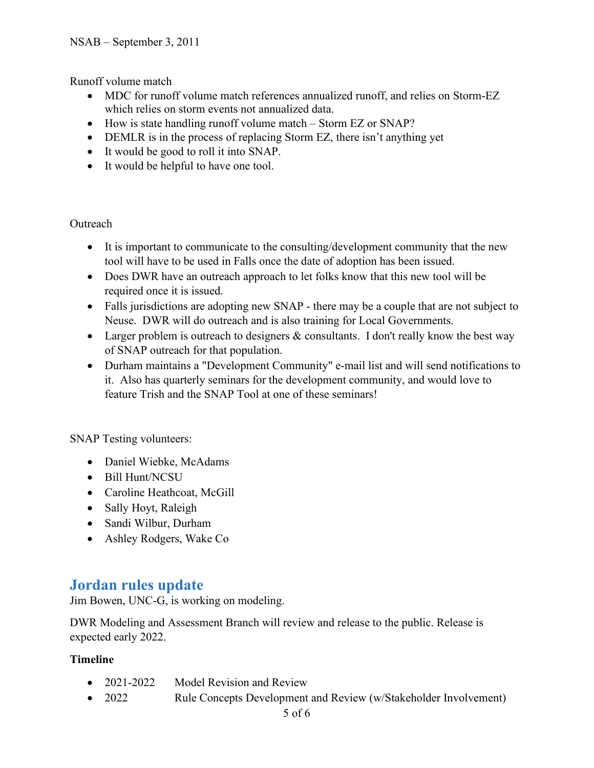Runoff volume match

- MDC for runoff volume match references annualized runoff, and relies on Storm-EZ which relies on storm events not annualized data.
- How is state handling runoff volume match – Storm EZ or SNAP?
- DEMLR is in the process of replacing Storm EZ, there isn't anything yet
- It would be good to roll it into SNAP.
- It would be helpful to have one tool.

Outreach

- It is important to communicate to the consulting/development community that the new tool will have to be used in Falls once the date of adoption has been issued.
- Does DWR have an outreach approach to let folks know that this new tool will be required once it is issued.
- Falls jurisdictions are adopting new SNAP - there may be a couple that are not subject to Neuse. DWR will do outreach and is also training for Local Governments.
- Larger problem is outreach to designers & consultants. I don't really know the best way of SNAP outreach for that population.
- Durham maintains a "Development Community" e-mail list and will send notifications to it. Also has quarterly seminars for the development community, and would love to feature Trish and the SNAP Tool at one of these seminars!

SNAP Testing volunteers:

- Daniel Wiebke, McAdams
- Bill Hunt/NCSU
- Caroline Heathcoat, McGill
- Sally Hoyt, Raleigh
- Sandi Wilbur, Durham
- Ashley Rodgers, Wake Co

## Jordan rules update

Jim Bowen, UNC-G, is working on modeling.

DWR Modeling and Assessment Branch will review and release to the public. Release is expected early 2022.

**Timeline**

- 2021-2022 Model Revision and Review
- 2022 Rule Concepts Development and Review (w/Stakeholder Involvement)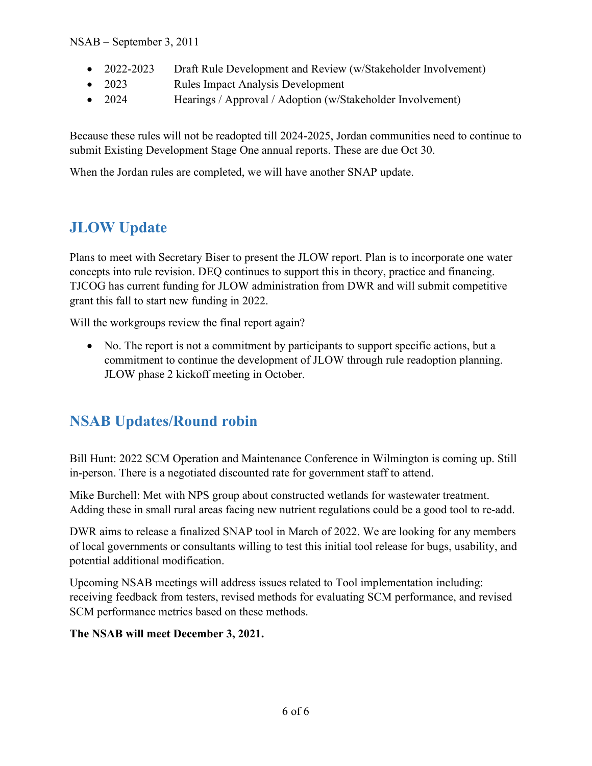- 2022-2023 Draft Rule Development and Review (w/Stakeholder Involvement)
- 2023 Rules Impact Analysis Development
- 2024 Hearings / Approval / Adoption (w/Stakeholder Involvement)

Because these rules will not be readopted till 2024-2025, Jordan communities need to continue to submit Existing Development Stage One annual reports. These are due Oct 30.

When the Jordan rules are completed, we will have another SNAP update.

## JLOW Update

Plans to meet with Secretary Biser to present the JLOW report. Plan is to incorporate one water concepts into rule revision. DEQ continues to support this in theory, practice and financing. TJCOG has current funding for JLOW administration from DWR and will submit competitive grant this fall to start new funding in 2022.

Will the workgroups review the final report again?

- No. The report is not a commitment by participants to support specific actions, but a commitment to continue the development of JLOW through rule readoption planning. JLOW phase 2 kickoff meeting in October.

## NSAB Updates/Round robin

Bill Hunt: 2022 SCM Operation and Maintenance Conference in Wilmington is coming up. Still in-person. There is a negotiated discounted rate for government staff to attend.

Mike Burchell: Met with NPS group about constructed wetlands for wastewater treatment. Adding these in small rural areas facing new nutrient regulations could be a good tool to re-add.

DWR aims to release a finalized SNAP tool in March of 2022. We are looking for any members of local governments or consultants willing to test this initial tool release for bugs, usability, and potential additional modification.

Upcoming NSAB meetings will address issues related to Tool implementation including: receiving feedback from testers, revised methods for evaluating SCM performance, and revised SCM performance metrics based on these methods.

**The NSAB will meet December 3, 2021.**